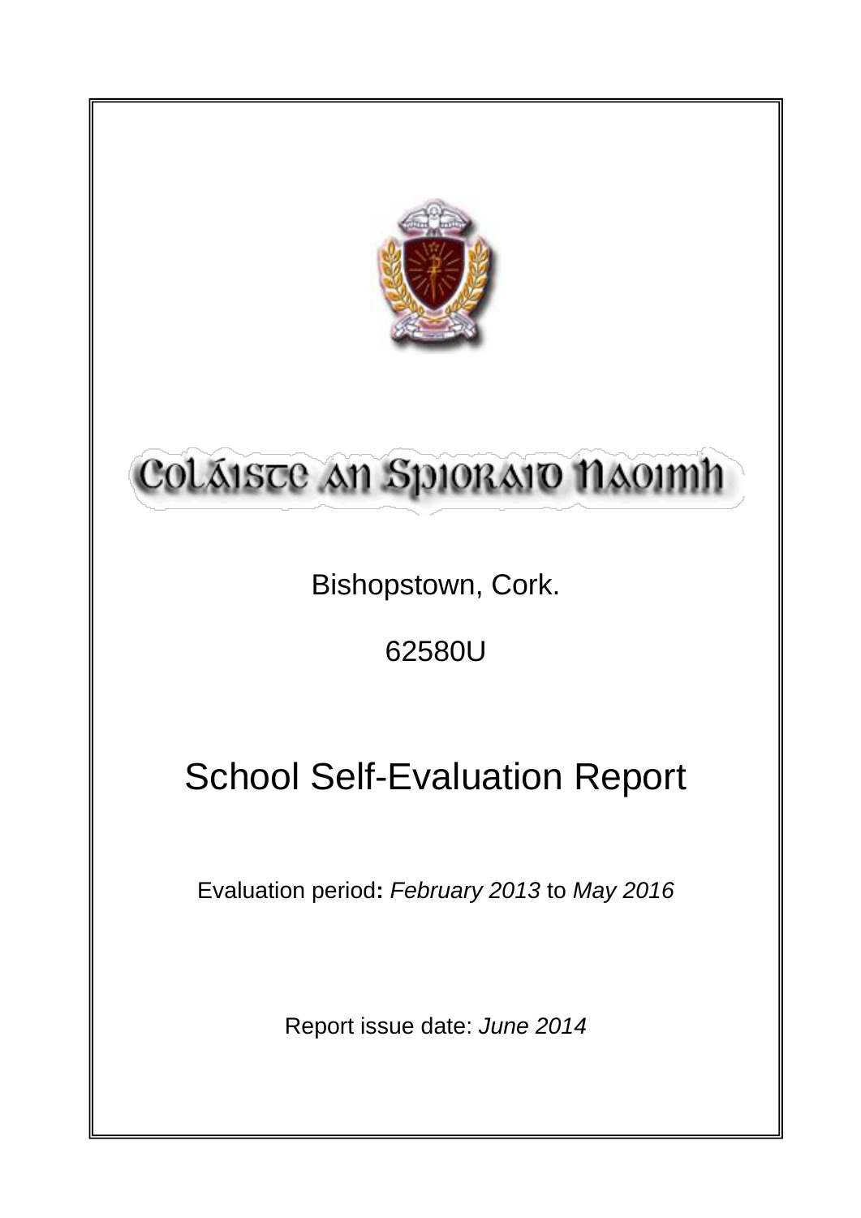# Coláiste an Spioraid Naoimh

Bishopstown, Cork.

62580U

# School Self-Evaluation Report

Evaluation period**:** *February 2013* to *May 2016*

Report issue date: *June 2014*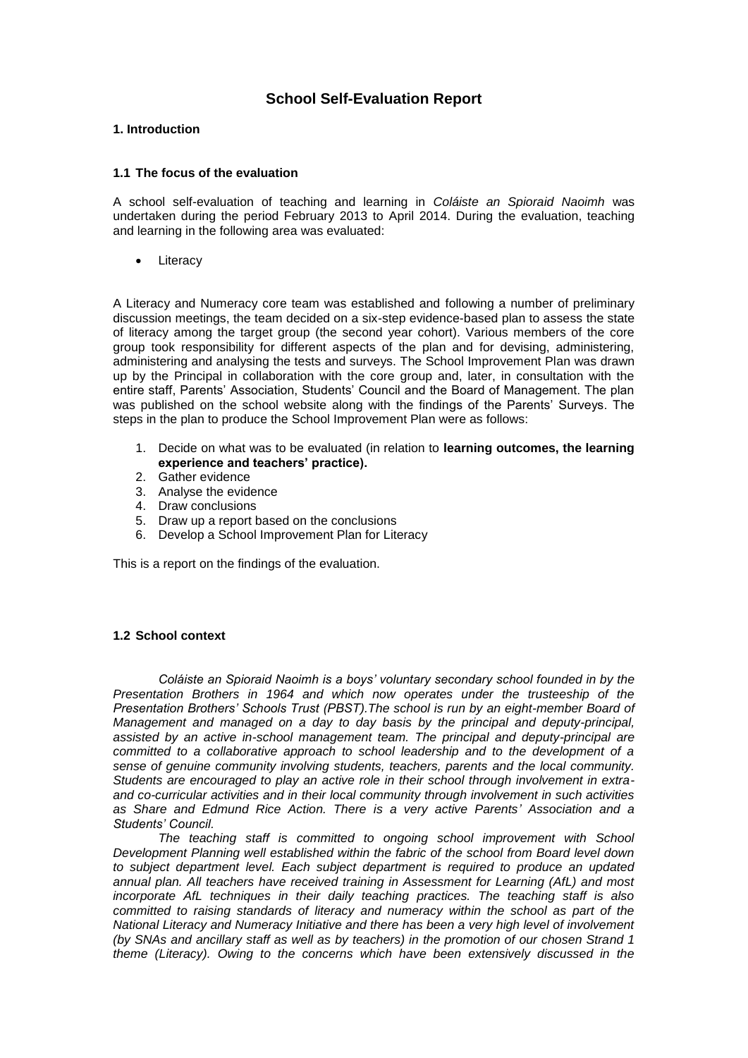## School Self-Evaluation Report

### 1. Introduction

#### 1.1 The focus of the evaluation

A school self-evaluation of teaching and learning in *Coláiste an Spioraid Naoimh* was undertaken during the period February 2013 to April 2014. During the evaluation, teaching and learning in the following area was evaluated:

- Literacy

A Literacy and Numeracy core team was established and following a number of preliminary discussion meetings, the team decided on a six-step evidence-based plan to assess the state of literacy among the target group (the second year cohort). Various members of the core group took responsibility for different aspects of the plan and for devising, administering, administering and analysing the tests and surveys. The School Improvement Plan was drawn up by the Principal in collaboration with the core group and, later, in consultation with the entire staff, Parents' Association, Students' Council and the Board of Management. The plan was published on the school website along with the findings of the Parents' Surveys. The steps in the plan to produce the School Improvement Plan were as follows:

1. Decide on what was to be evaluated (in relation to **learning outcomes, the learning experience and teachers' practice).**
2. Gather evidence
3. Analyse the evidence
4. Draw conclusions
5. Draw up a report based on the conclusions
6. Develop a School Improvement Plan for Literacy

This is a report on the findings of the evaluation.

#### 1.2 School context

*Coláiste an Spioraid Naoimh is a boys' voluntary secondary school founded in by the Presentation Brothers in 1964 and which now operates under the trusteeship of the Presentation Brothers' Schools Trust (PBST).The school is run by an eight-member Board of Management and managed on a day to day basis by the principal and deputy-principal, assisted by an active in-school management team. The principal and deputy-principal are committed to a collaborative approach to school leadership and to the development of a sense of genuine community involving students, teachers, parents and the local community. Students are encouraged to play an active role in their school through involvement in extra- and co-curricular activities and in their local community through involvement in such activities as Share and Edmund Rice Action. There is a very active Parents' Association and a Students' Council.*

*The teaching staff is committed to ongoing school improvement with School Development Planning well established within the fabric of the school from Board level down to subject department level. Each subject department is required to produce an updated annual plan. All teachers have received training in Assessment for Learning (AfL) and most incorporate AfL techniques in their daily teaching practices. The teaching staff is also committed to raising standards of literacy and numeracy within the school as part of the National Literacy and Numeracy Initiative and there has been a very high level of involvement (by SNAs and ancillary staff as well as by teachers) in the promotion of our chosen Strand 1 theme (Literacy). Owing to the concerns which have been extensively discussed in the*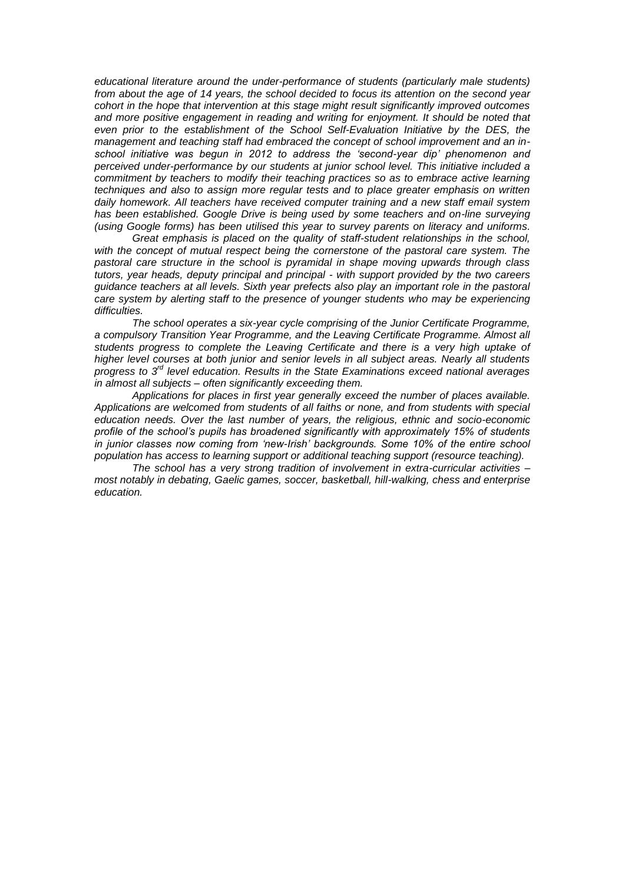*educational literature around the under-performance of students (particularly male students) from about the age of 14 years, the school decided to focus its attention on the second year cohort in the hope that intervention at this stage might result significantly improved outcomes and more positive engagement in reading and writing for enjoyment. It should be noted that even prior to the establishment of the School Self-Evaluation Initiative by the DES, the management and teaching staff had embraced the concept of school improvement and an in-school initiative was begun in 2012 to address the 'second-year dip' phenomenon and perceived under-performance by our students at junior school level. This initiative included a commitment by teachers to modify their teaching practices so as to embrace active learning techniques and also to assign more regular tests and to place greater emphasis on written daily homework. All teachers have received computer training and a new staff email system has been established. Google Drive is being used by some teachers and on-line surveying (using Google forms) has been utilised this year to survey parents on literacy and uniforms.*

*Great emphasis is placed on the quality of staff-student relationships in the school, with the concept of mutual respect being the cornerstone of the pastoral care system. The pastoral care structure in the school is pyramidal in shape moving upwards through class tutors, year heads, deputy principal and principal - with support provided by the two careers guidance teachers at all levels. Sixth year prefects also play an important role in the pastoral care system by alerting staff to the presence of younger students who may be experiencing difficulties.*

*The school operates a six-year cycle comprising of the Junior Certificate Programme, a compulsory Transition Year Programme, and the Leaving Certificate Programme. Almost all students progress to complete the Leaving Certificate and there is a very high uptake of higher level courses at both junior and senior levels in all subject areas. Nearly all students progress to 3rd level education. Results in the State Examinations exceed national averages in almost all subjects – often significantly exceeding them.*

*Applications for places in first year generally exceed the number of places available. Applications are welcomed from students of all faiths or none, and from students with special education needs. Over the last number of years, the religious, ethnic and socio-economic profile of the school's pupils has broadened significantly with approximately 15% of students in junior classes now coming from 'new-Irish' backgrounds. Some 10% of the entire school population has access to learning support or additional teaching support (resource teaching).*

*The school has a very strong tradition of involvement in extra-curricular activities – most notably in debating, Gaelic games, soccer, basketball, hill-walking, chess and enterprise education.*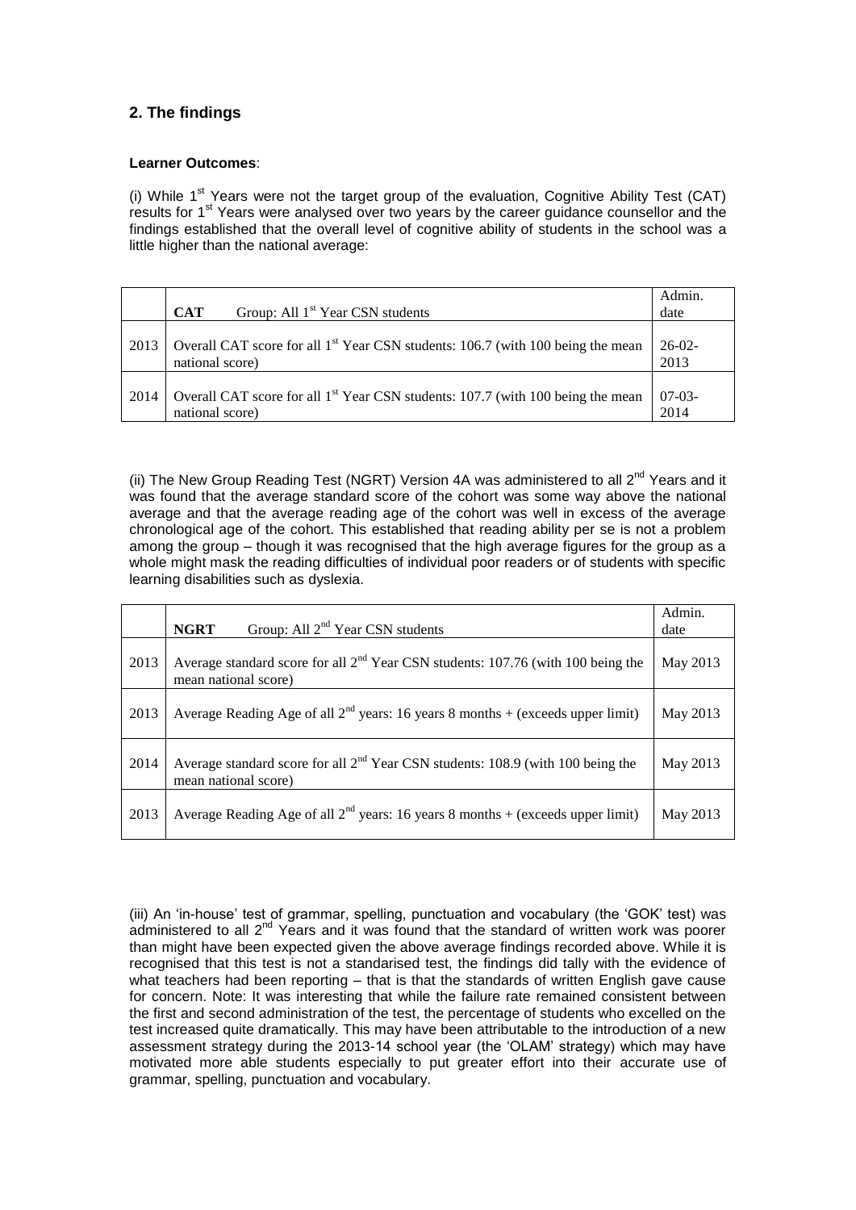## 2. The findings

**Learner Outcomes**:

(i) While 1st Years were not the target group of the evaluation, Cognitive Ability Test (CAT) results for 1st Years were analysed over two years by the career guidance counsellor and the findings established that the overall level of cognitive ability of students in the school was a little higher than the national average:

| | **CAT** Group: All 1st Year CSN students | Admin. date |
|---|---|---|
| 2013 | Overall CAT score for all 1st Year CSN students: 106.7 (with 100 being the mean national score) | 26-02-2013 |
| 2014 | Overall CAT score for all 1st Year CSN students: 107.7 (with 100 being the mean national score) | 07-03-2014 |

(ii) The New Group Reading Test (NGRT) Version 4A was administered to all 2nd Years and it was found that the average standard score of the cohort was some way above the national average and that the average reading age of the cohort was well in excess of the average chronological age of the cohort. This established that reading ability per se is not a problem among the group – though it was recognised that the high average figures for the group as a whole might mask the reading difficulties of individual poor readers or of students with specific learning disabilities such as dyslexia.

| | **NGRT** Group: All 2nd Year CSN students | Admin. date |
|---|---|---|
| 2013 | Average standard score for all 2nd Year CSN students: 107.76 (with 100 being the mean national score) | May 2013 |
| 2013 | Average Reading Age of all 2nd years: 16 years 8 months + (exceeds upper limit) | May 2013 |
| 2014 | Average standard score for all 2nd Year CSN students: 108.9 (with 100 being the mean national score) | May 2013 |
| 2013 | Average Reading Age of all 2nd years: 16 years 8 months + (exceeds upper limit) | May 2013 |

(iii) An 'in-house' test of grammar, spelling, punctuation and vocabulary (the 'GOK' test) was administered to all 2nd Years and it was found that the standard of written work was poorer than might have been expected given the above average findings recorded above. While it is recognised that this test is not a standarised test, the findings did tally with the evidence of what teachers had been reporting – that is that the standards of written English gave cause for concern. Note: It was interesting that while the failure rate remained consistent between the first and second administration of the test, the percentage of students who excelled on the test increased quite dramatically. This may have been attributable to the introduction of a new assessment strategy during the 2013-14 school year (the 'OLAM' strategy) which may have motivated more able students especially to put greater effort into their accurate use of grammar, spelling, punctuation and vocabulary.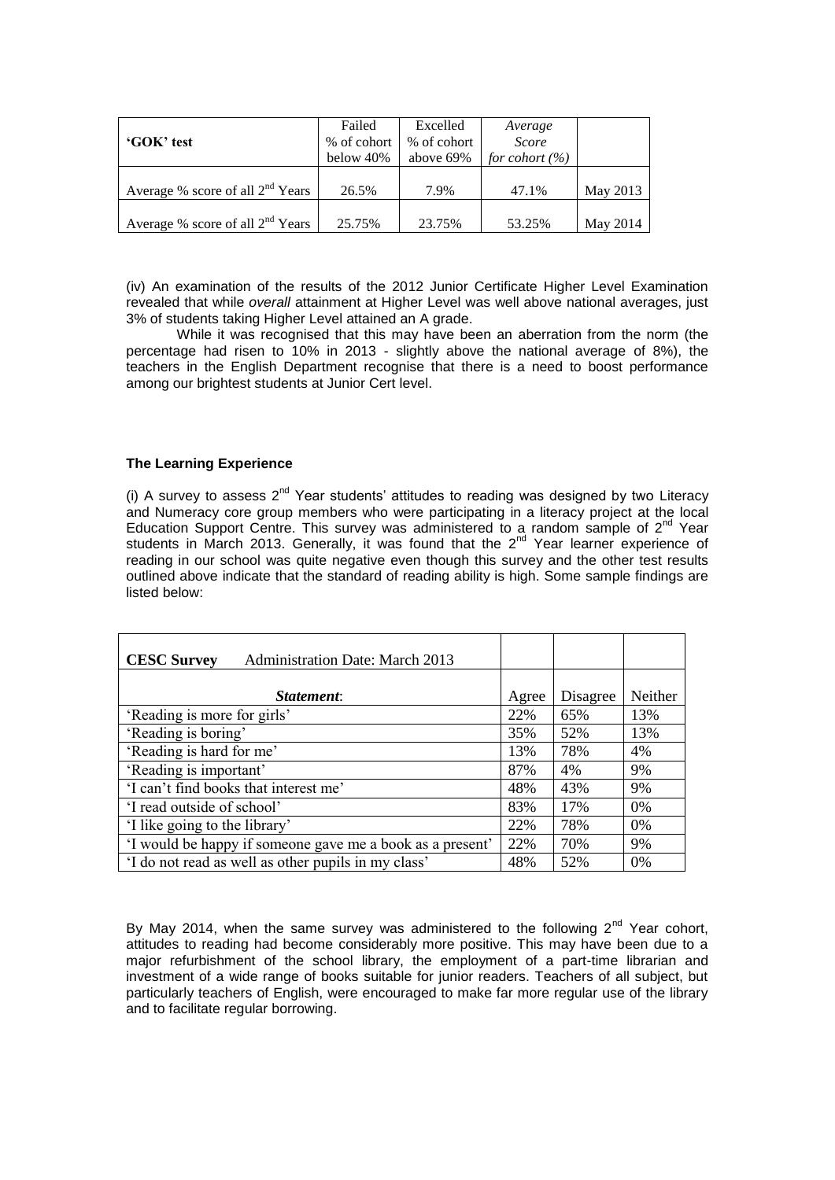| 'GOK' test | Failed % of cohort below 40% | Excelled % of cohort above 69% | *Average Score for cohort (%)* | |
|---|---|---|---|---|
| Average % score of all $2^{nd}$ Years | 26.5% | 7.9% | 47.1% | May 2013 |
| Average % score of all $2^{nd}$ Years | 25.75% | 23.75% | 53.25% | May 2014 |

(iv) An examination of the results of the 2012 Junior Certificate Higher Level Examination revealed that while *overall* attainment at Higher Level was well above national averages, just 3% of students taking Higher Level attained an A grade.

While it was recognised that this may have been an aberration from the norm (the percentage had risen to 10% in 2013 - slightly above the national average of 8%), the teachers in the English Department recognise that there is a need to boost performance among our brightest students at Junior Cert level.

**The Learning Experience**

(i) A survey to assess $2^{nd}$ Year students' attitudes to reading was designed by two Literacy and Numeracy core group members who were participating in a literacy project at the local Education Support Centre. This survey was administered to a random sample of $2^{nd}$ Year students in March 2013. Generally, it was found that the $2^{nd}$ Year learner experience of reading in our school was quite negative even though this survey and the other test results outlined above indicate that the standard of reading ability is high. Some sample findings are listed below:

| **CESC Survey** Administration Date: March 2013 | | | |
|---|---|---|---|
| ***Statement*:** | Agree | Disagree | Neither |
| 'Reading is more for girls' | 22% | 65% | 13% |
| 'Reading is boring' | 35% | 52% | 13% |
| 'Reading is hard for me' | 13% | 78% | 4% |
| 'Reading is important' | 87% | 4% | 9% |
| 'I can't find books that interest me' | 48% | 43% | 9% |
| 'I read outside of school' | 83% | 17% | 0% |
| 'I like going to the library' | 22% | 78% | 0% |
| 'I would be happy if someone gave me a book as a present' | 22% | 70% | 9% |
| 'I do not read as well as other pupils in my class' | 48% | 52% | 0% |

By May 2014, when the same survey was administered to the following $2^{nd}$ Year cohort, attitudes to reading had become considerably more positive. This may have been due to a major refurbishment of the school library, the employment of a part-time librarian and investment of a wide range of books suitable for junior readers. Teachers of all subject, but particularly teachers of English, were encouraged to make far more regular use of the library and to facilitate regular borrowing.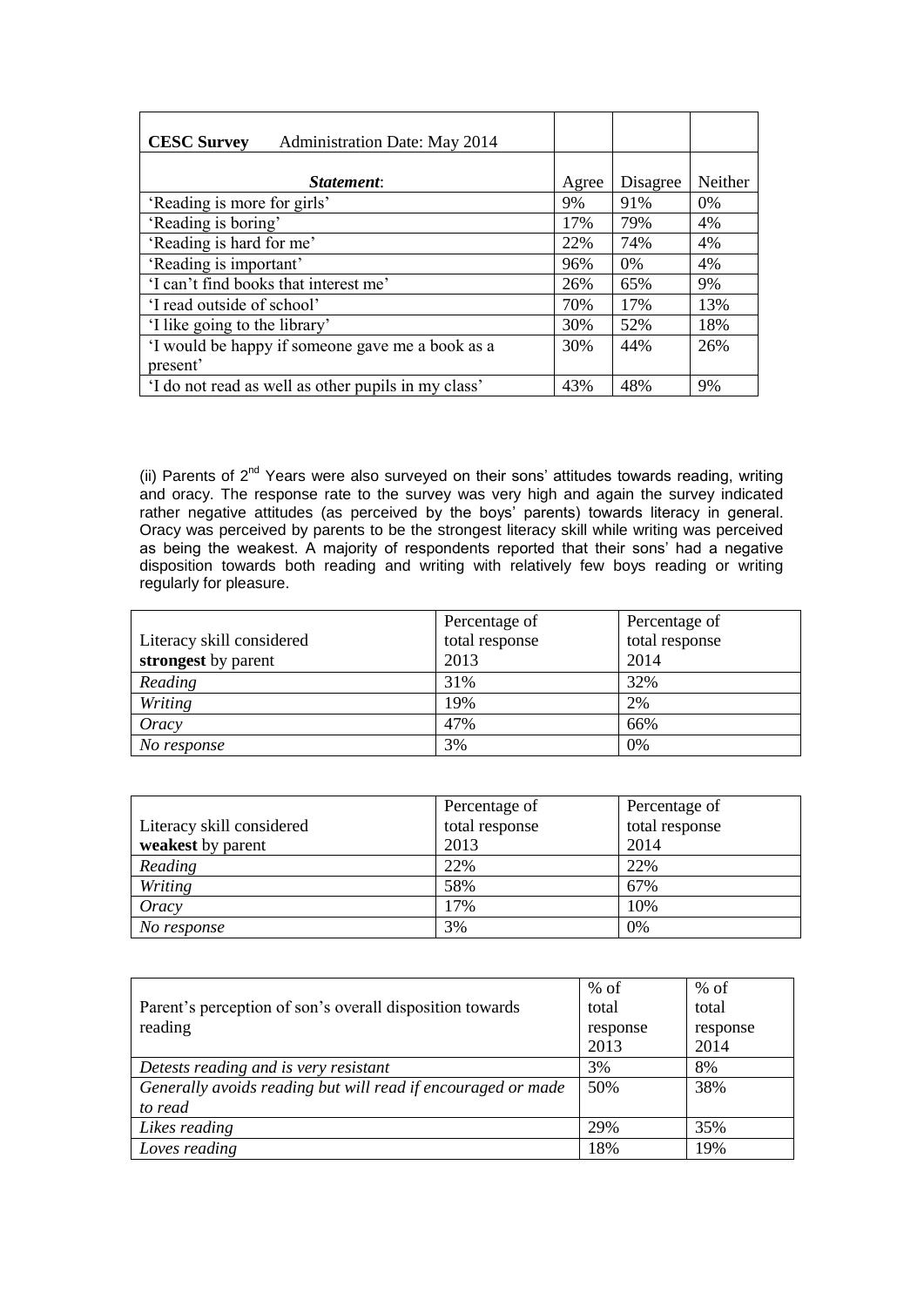| **CESC Survey** Administration Date: May 2014 | | | |
|---|---|---|---|
| ***Statement*:** | Agree | Disagree | Neither |
| 'Reading is more for girls' | 9% | 91% | 0% |
| 'Reading is boring' | 17% | 79% | 4% |
| 'Reading is hard for me' | 22% | 74% | 4% |
| 'Reading is important' | 96% | 0% | 4% |
| 'I can't find books that interest me' | 26% | 65% | 9% |
| 'I read outside of school' | 70% | 17% | 13% |
| 'I like going to the library' | 30% | 52% | 18% |
| 'I would be happy if someone gave me a book as a present' | 30% | 44% | 26% |
| 'I do not read as well as other pupils in my class' | 43% | 48% | 9% |

(ii) Parents of 2nd Years were also surveyed on their sons' attitudes towards reading, writing and oracy. The response rate to the survey was very high and again the survey indicated rather negative attitudes (as perceived by the boys' parents) towards literacy in general. Oracy was perceived by parents to be the strongest literacy skill while writing was perceived as being the weakest. A majority of respondents reported that their sons' had a negative disposition towards both reading and writing with relatively few boys reading or writing regularly for pleasure.

| Literacy skill considered **strongest** by parent | Percentage of total response 2013 | Percentage of total response 2014 |
|---|---|---|
| *Reading* | 31% | 32% |
| *Writing* | 19% | 2% |
| *Oracy* | 47% | 66% |
| *No response* | 3% | 0% |

| Literacy skill considered **weakest** by parent | Percentage of total response 2013 | Percentage of total response 2014 |
|---|---|---|
| *Reading* | 22% | 22% |
| *Writing* | 58% | 67% |
| *Oracy* | 17% | 10% |
| *No response* | 3% | 0% |

| Parent's perception of son's overall disposition towards reading | % of total response 2013 | % of total response 2014 |
|---|---|---|
| *Detests reading and is very resistant* | 3% | 8% |
| *Generally avoids reading but will read if encouraged or made to read* | 50% | 38% |
| *Likes reading* | 29% | 35% |
| *Loves reading* | 18% | 19% |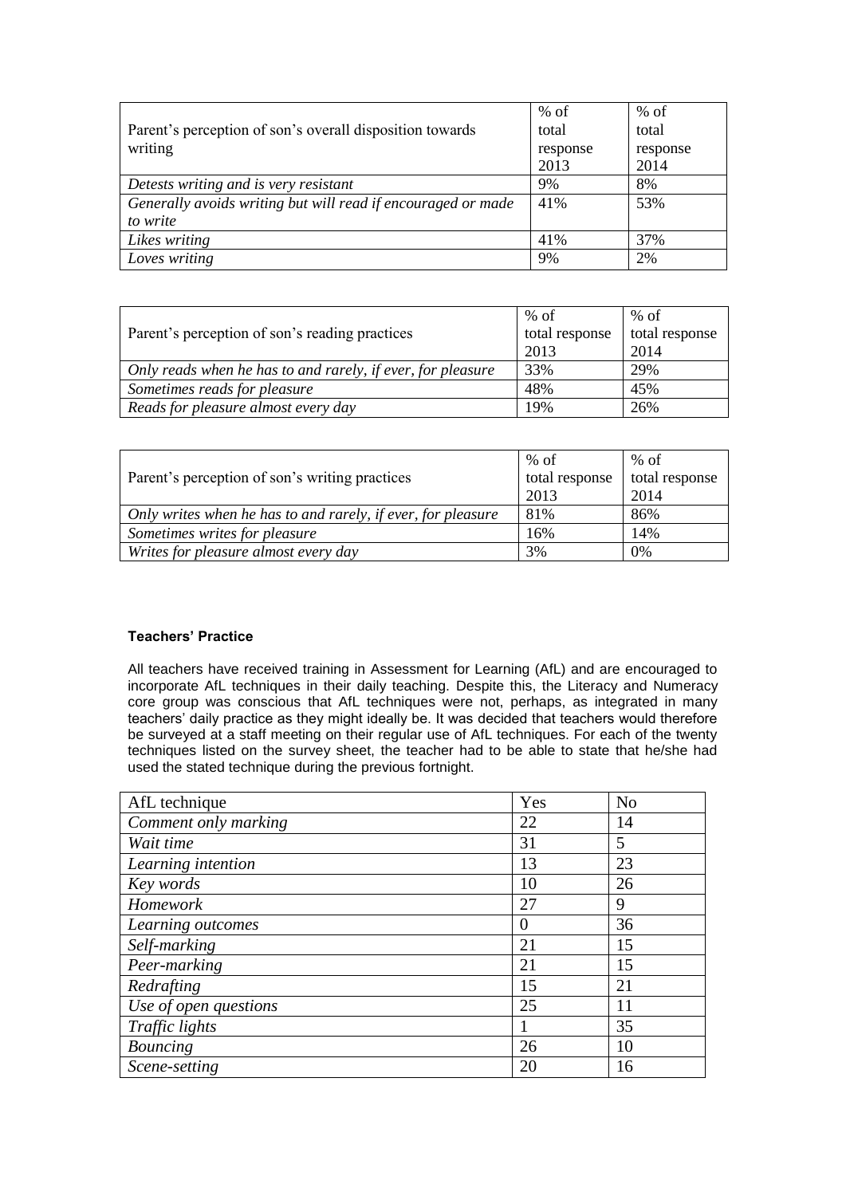| Parent's perception of son's overall disposition towards writing | % of total response 2013 | % of total response 2014 |
|---|---|---|
| *Detests writing and is very resistant* | 9% | 8% |
| *Generally avoids writing but will read if encouraged or made to write* | 41% | 53% |
| *Likes writing* | 41% | 37% |
| *Loves writing* | 9% | 2% |

| Parent's perception of son's reading practices | % of total response 2013 | % of total response 2014 |
|---|---|---|
| *Only reads when he has to and rarely, if ever, for pleasure* | 33% | 29% |
| *Sometimes reads for pleasure* | 48% | 45% |
| *Reads for pleasure almost every day* | 19% | 26% |

| Parent's perception of son's writing practices | % of total response 2013 | % of total response 2014 |
|---|---|---|
| *Only writes when he has to and rarely, if ever, for pleasure* | 81% | 86% |
| *Sometimes writes for pleasure* | 16% | 14% |
| *Writes for pleasure almost every day* | 3% | 0% |

**Teachers' Practice**

All teachers have received training in Assessment for Learning (AfL) and are encouraged to incorporate AfL techniques in their daily teaching. Despite this, the Literacy and Numeracy core group was conscious that AfL techniques were not, perhaps, as integrated in many teachers' daily practice as they might ideally be. It was decided that teachers would therefore be surveyed at a staff meeting on their regular use of AfL techniques. For each of the twenty techniques listed on the survey sheet, the teacher had to be able to state that he/she had used the stated technique during the previous fortnight.

| AfL technique | Yes | No |
|---|---|---|
| *Comment only marking* | 22 | 14 |
| *Wait time* | 31 | 5 |
| *Learning intention* | 13 | 23 |
| *Key words* | 10 | 26 |
| *Homework* | 27 | 9 |
| *Learning outcomes* | 0 | 36 |
| *Self-marking* | 21 | 15 |
| *Peer-marking* | 21 | 15 |
| *Redrafting* | 15 | 21 |
| *Use of open questions* | 25 | 11 |
| *Traffic lights* | 1 | 35 |
| *Bouncing* | 26 | 10 |
| *Scene-setting* | 20 | 16 |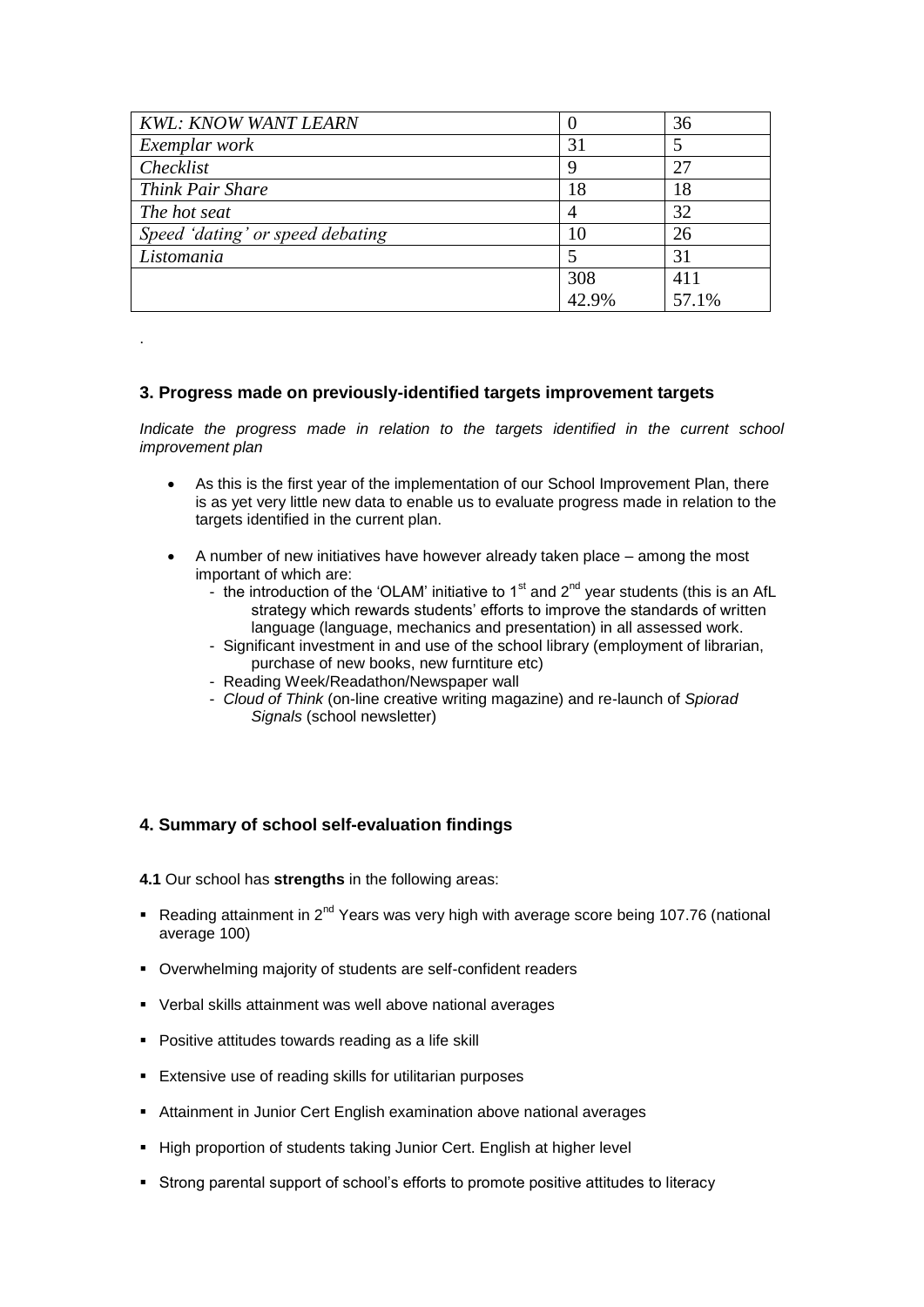| | | |
|---|---|---|
| *KWL: KNOW WANT LEARN* | 0 | 36 |
| *Exemplar work* | 31 | 5 |
| *Checklist* | 9 | 27 |
| *Think Pair Share* | 18 | 18 |
| *The hot seat* | 4 | 32 |
| *Speed 'dating' or speed debating* | 10 | 26 |
| *Listomania* | 5 | 31 |
| | 308<br>42.9% | 411<br>57.1% |

.

### 3. Progress made on previously-identified targets improvement targets

*Indicate the progress made in relation to the targets identified in the current school improvement plan*

- As this is the first year of the implementation of our School Improvement Plan, there is as yet very little new data to enable us to evaluate progress made in relation to the targets identified in the current plan.

- A number of new initiatives have however already taken place – among the most important of which are:
  - the introduction of the 'OLAM' initiative to 1st and 2nd year students (this is an AfL strategy which rewards students' efforts to improve the standards of written language (language, mechanics and presentation) in all assessed work.
  - Significant investment in and use of the school library (employment of librarian, purchase of new books, new furntiture etc)
  - Reading Week/Readathon/Newspaper wall
  - *Cloud of Think* (on-line creative writing magazine) and re-launch of *Spiorad Signals* (school newsletter)

### 4. Summary of school self-evaluation findings

**4.1** Our school has **strengths** in the following areas:

- Reading attainment in 2nd Years was very high with average score being 107.76 (national average 100)
- Overwhelming majority of students are self-confident readers
- Verbal skills attainment was well above national averages
- Positive attitudes towards reading as a life skill
- Extensive use of reading skills for utilitarian purposes
- Attainment in Junior Cert English examination above national averages
- High proportion of students taking Junior Cert. English at higher level
- Strong parental support of school's efforts to promote positive attitudes to literacy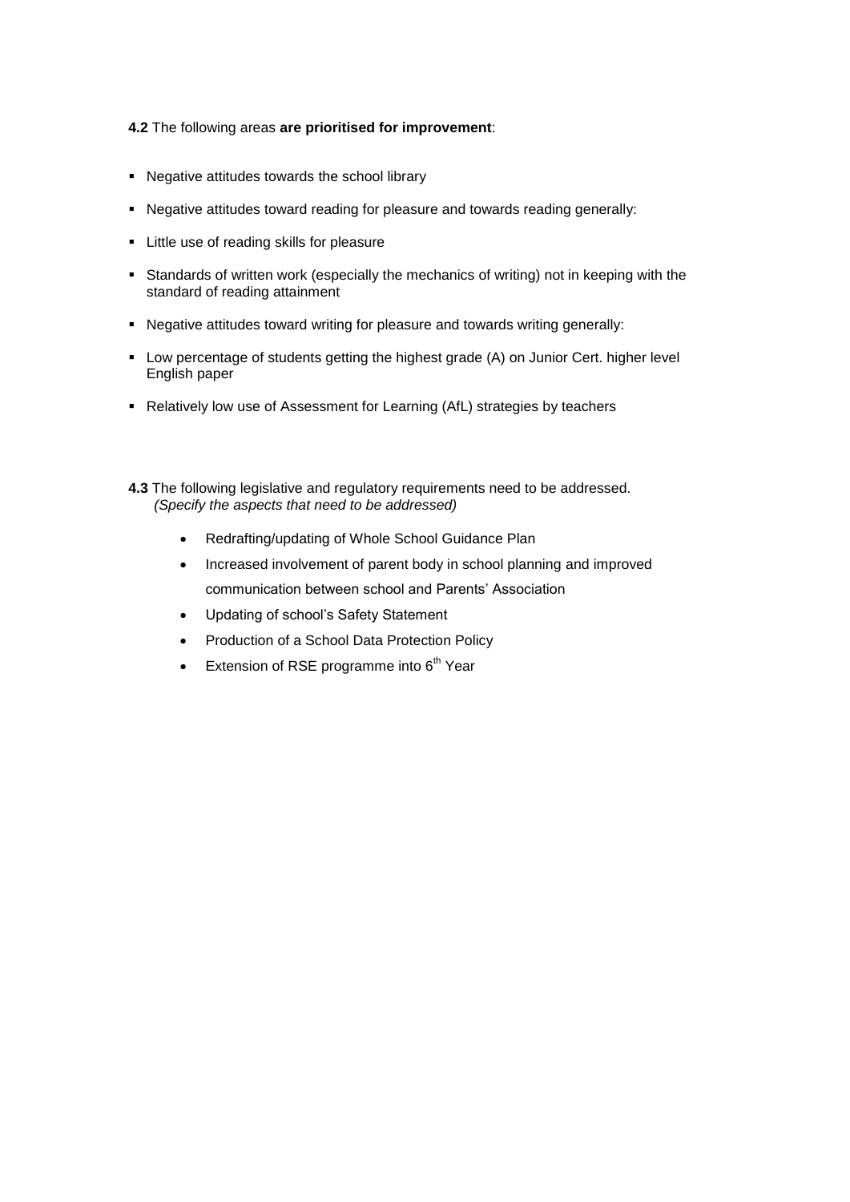**4.2** The following areas **are prioritised for improvement**:

- Negative attitudes towards the school library
- Negative attitudes toward reading for pleasure and towards reading generally:
- Little use of reading skills for pleasure
- Standards of written work (especially the mechanics of writing) not in keeping with the standard of reading attainment
- Negative attitudes toward writing for pleasure and towards writing generally:
- Low percentage of students getting the highest grade (A) on Junior Cert. higher level English paper
- Relatively low use of Assessment for Learning (AfL) strategies by teachers

**4.3** The following legislative and regulatory requirements need to be addressed. *(Specify the aspects that need to be addressed)*

- Redrafting/updating of Whole School Guidance Plan
- Increased involvement of parent body in school planning and improved communication between school and Parents' Association
- Updating of school's Safety Statement
- Production of a School Data Protection Policy
- Extension of RSE programme into 6th Year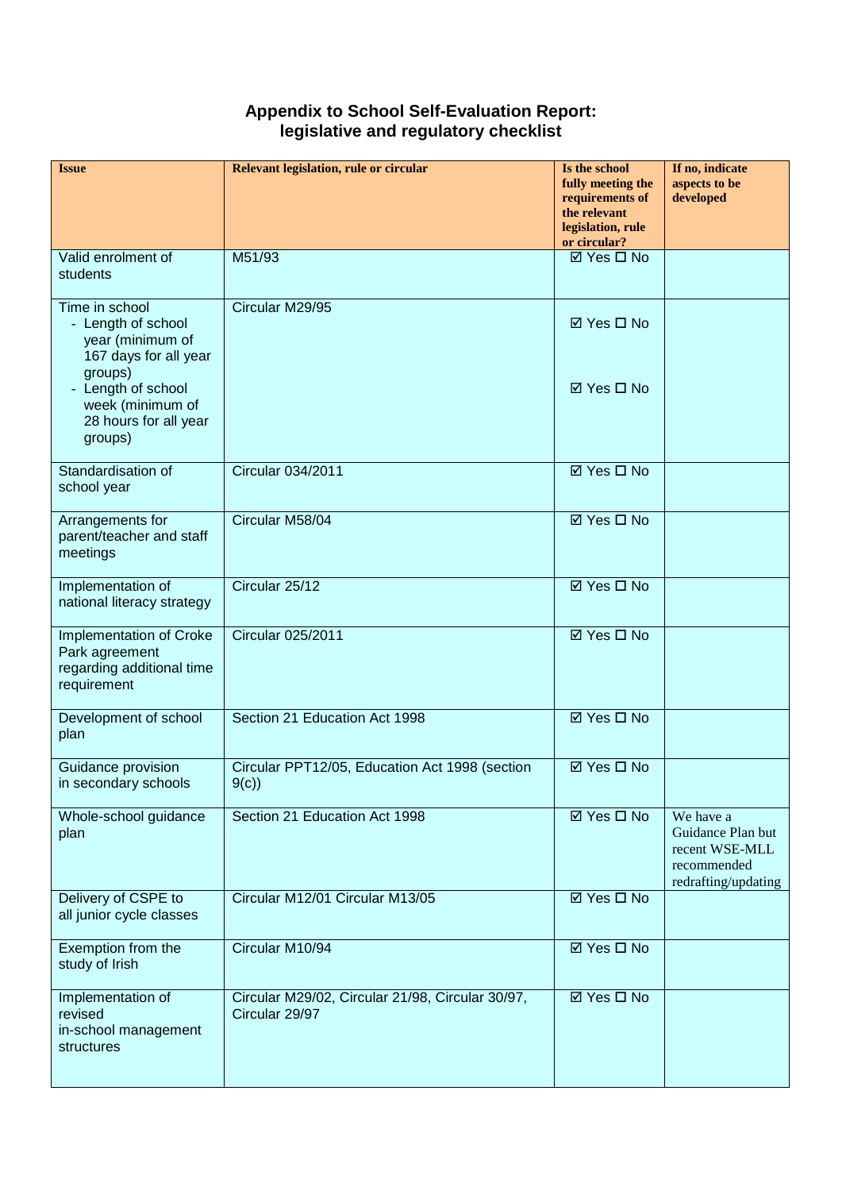# Appendix to School Self-Evaluation Report: legislative and regulatory checklist

| Issue | Relevant legislation, rule or circular | Is the school fully meeting the requirements of the relevant legislation, rule or circular? | If no, indicate aspects to be developed |
|---|---|---|---|
| Valid enrolment of students | M51/93 | ☑ Yes ☐ No | |
| Time in school<br>- Length of school year (minimum of 167 days for all year groups)<br>- Length of school week (minimum of 28 hours for all year groups) | Circular M29/95 | ☑ Yes ☐ No<br><br>☑ Yes ☐ No | |
| Standardisation of school year | Circular 034/2011 | ☑ Yes ☐ No | |
| Arrangements for parent/teacher and staff meetings | Circular M58/04 | ☑ Yes ☐ No | |
| Implementation of national literacy strategy | Circular 25/12 | ☑ Yes ☐ No | |
| Implementation of Croke Park agreement regarding additional time requirement | Circular 025/2011 | ☑ Yes ☐ No | |
| Development of school plan | Section 21 Education Act 1998 | ☑ Yes ☐ No | |
| Guidance provision in secondary schools | Circular PPT12/05, Education Act 1998 (section 9(c)) | ☑ Yes ☐ No | |
| Whole-school guidance plan | Section 21 Education Act 1998 | ☑ Yes ☐ No | We have a Guidance Plan but recent WSE-MLL recommended redrafting/updating |
| Delivery of CSPE to all junior cycle classes | Circular M12/01 Circular M13/05 | ☑ Yes ☐ No | |
| Exemption from the study of Irish | Circular M10/94 | ☑ Yes ☐ No | |
| Implementation of revised in-school management structures | Circular M29/02, Circular 21/98, Circular 30/97, Circular 29/97 | ☑ Yes ☐ No | |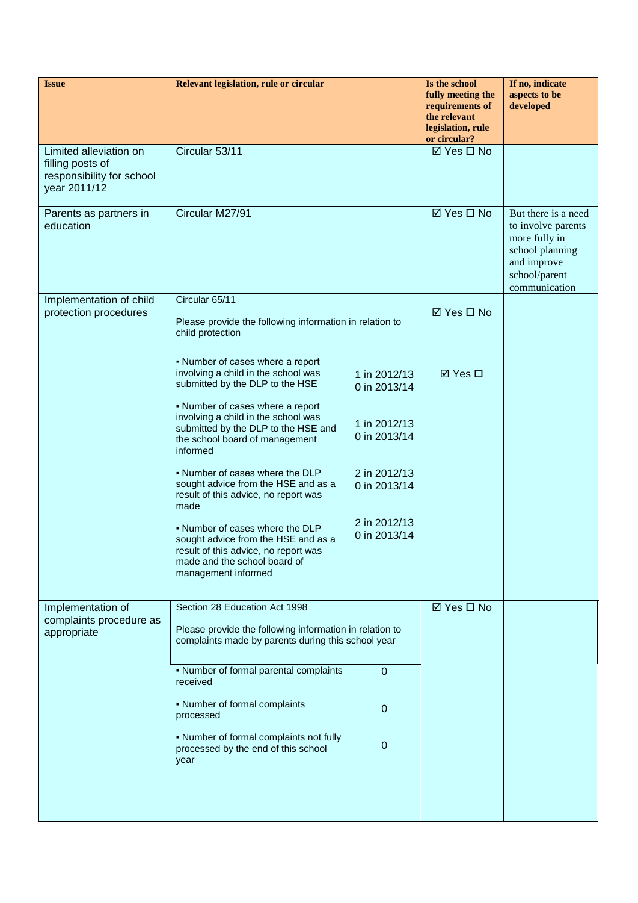| Issue | Relevant legislation, rule or circular | | Is the school fully meeting the requirements of the relevant legislation, rule or circular? | If no, indicate aspects to be developed |
|---|---|---|---|---|
| Limited alleviation on filling posts of responsibility for school year 2011/12 | Circular 53/11 | | ☑ Yes ☐ No | |
| Parents as partners in education | Circular M27/91 | | ☑ Yes ☐ No | But there is a need to involve parents more fully in school planning and improve school/parent communication |
| Implementation of child protection procedures | Circular 65/11<br><br>Please provide the following information in relation to child protection | | ☑ Yes ☐ No | |
| | ▪ Number of cases where a report involving a child in the school was submitted by the DLP to the HSE | 1 in 2012/13<br>0 in 2013/14 | ☑ Yes ☐ | |
| | ▪ Number of cases where a report involving a child in the school was submitted by the DLP to the HSE and the school board of management informed | 1 in 2012/13<br>0 in 2013/14 | | |
| | ▪ Number of cases where the DLP sought advice from the HSE and as a result of this advice, no report was made | 2 in 2012/13<br>0 in 2013/14 | | |
| | ▪ Number of cases where the DLP sought advice from the HSE and as a result of this advice, no report was made and the school board of management informed | 2 in 2012/13<br>0 in 2013/14 | | |
| Implementation of complaints procedure as appropriate | Section 28 Education Act 1998<br><br>Please provide the following information in relation to complaints made by parents during this school year | | ☑ Yes ☐ No | |
| | ▪ Number of formal parental complaints received | 0 | | |
| | ▪ Number of formal complaints processed | 0 | | |
| | ▪ Number of formal complaints not fully processed by the end of this school year | 0 | | |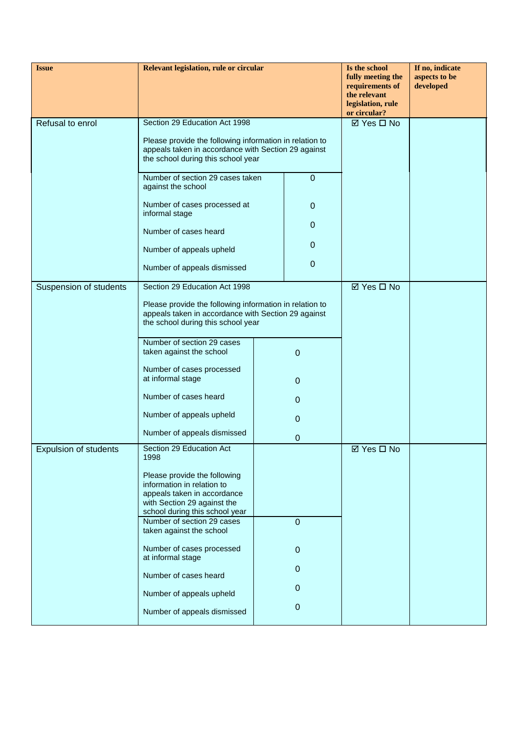| Issue | Relevant legislation, rule or circular | | Is the school fully meeting the requirements of the relevant legislation, rule or circular? | If no, indicate aspects to be developed |
|---|---|---|---|---|
| Refusal to enrol | Section 29 Education Act 1998<br><br>Please provide the following information in relation to appeals taken in accordance with Section 29 against the school during this school year | | ☑ Yes ☐ No | |
| | Number of section 29 cases taken against the school | 0 | | |
| | Number of cases processed at informal stage | 0 | | |
| | Number of cases heard | 0 | | |
| | Number of appeals upheld | 0 | | |
| | Number of appeals dismissed | 0 | | |
| Suspension of students | Section 29 Education Act 1998<br><br>Please provide the following information in relation to appeals taken in accordance with Section 29 against the school during this school year | | ☑ Yes ☐ No | |
| | Number of section 29 cases taken against the school | 0 | | |
| | Number of cases processed at informal stage | 0 | | |
| | Number of cases heard | 0 | | |
| | Number of appeals upheld | 0 | | |
| | Number of appeals dismissed | 0 | | |
| Expulsion of students | Section 29 Education Act 1998<br><br>Please provide the following information in relation to appeals taken in accordance with Section 29 against the school during this school year | | ☑ Yes ☐ No | |
| | Number of section 29 cases taken against the school | 0 | | |
| | Number of cases processed at informal stage | 0 | | |
| | Number of cases heard | 0 | | |
| | Number of appeals upheld | 0 | | |
| | Number of appeals dismissed | 0 | | |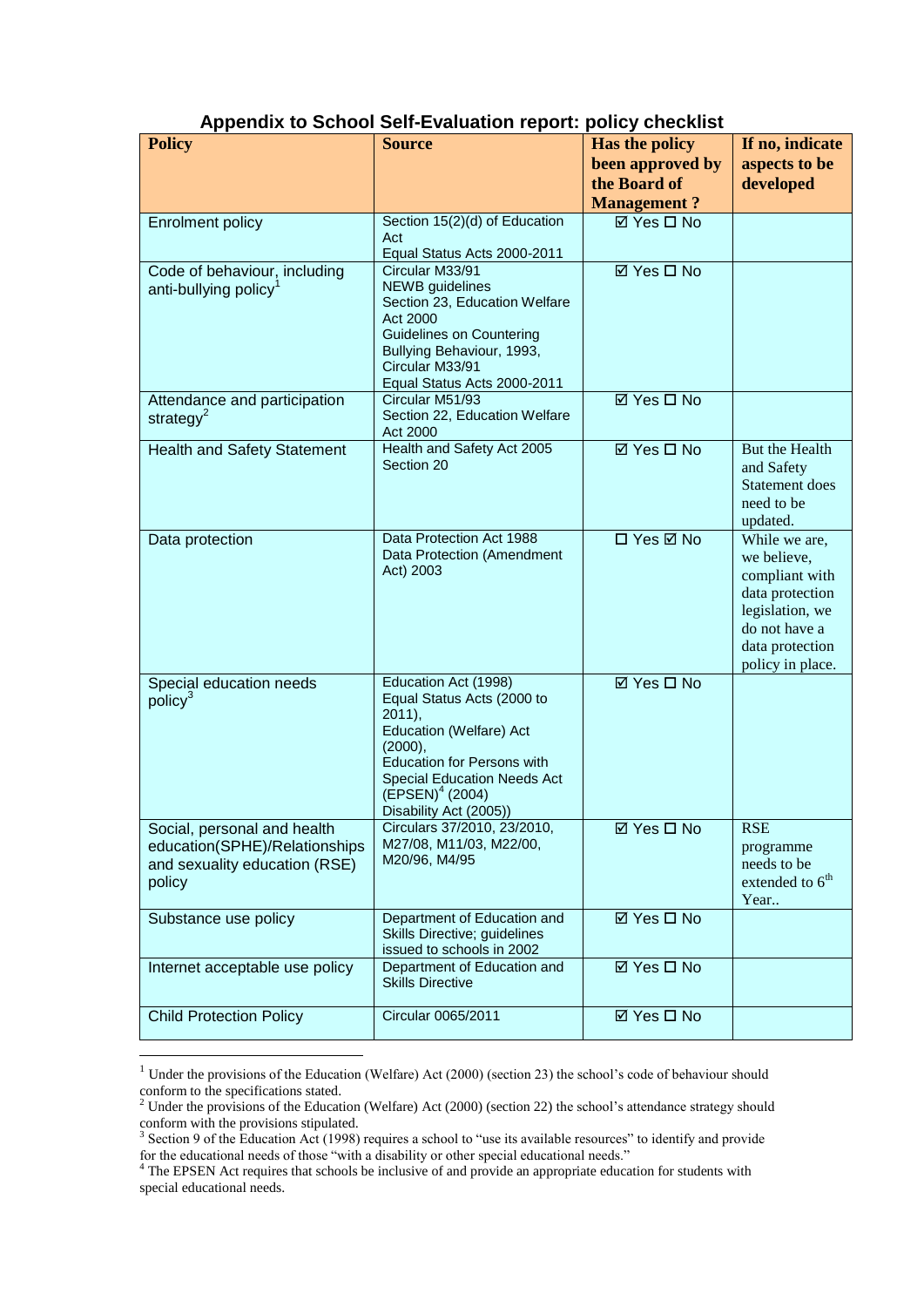## Appendix to School Self-Evaluation report: policy checklist

| Policy | Source | Has the policy been approved by the Board of Management ? | If no, indicate aspects to be developed |
|---|---|---|---|
| Enrolment policy | Section 15(2)(d) of Education Act<br>Equal Status Acts 2000-2011 | ☑ Yes ☐ No | |
| Code of behaviour, including anti-bullying policy[1] | Circular M33/91<br>NEWB guidelines<br>Section 23, Education Welfare Act 2000<br>Guidelines on Countering Bullying Behaviour, 1993, Circular M33/91<br>Equal Status Acts 2000-2011 | ☑ Yes ☐ No | |
| Attendance and participation strategy[2] | Circular M51/93<br>Section 22, Education Welfare Act 2000 | ☑ Yes ☐ No | |
| Health and Safety Statement | Health and Safety Act 2005 Section 20 | ☑ Yes ☐ No | But the Health and Safety Statement does need to be updated. |
| Data protection | Data Protection Act 1988<br>Data Protection (Amendment Act) 2003 | ☐ Yes ☑ No | While we are, we believe, compliant with data protection legislation, we do not have a data protection policy in place. |
| Special education needs policy[3] | Education Act (1998)<br>Equal Status Acts (2000 to 2011),<br>Education (Welfare) Act (2000),<br>Education for Persons with Special Education Needs Act (EPSEN)[4] (2004)<br>Disability Act (2005)) | ☑ Yes ☐ No | |
| Social, personal and health education(SPHE)/Relationships and sexuality education (RSE) policy | Circulars 37/2010, 23/2010, M27/08, M11/03, M22/00, M20/96, M4/95 | ☑ Yes ☐ No | RSE programme needs to be extended to 6th Year.. |
| Substance use policy | Department of Education and Skills Directive; guidelines issued to schools in 2002 | ☑ Yes ☐ No | |
| Internet acceptable use policy | Department of Education and Skills Directive | ☑ Yes ☐ No | |
| Child Protection Policy | Circular 0065/2011 | ☑ Yes ☐ No | |

[1] Under the provisions of the Education (Welfare) Act (2000) (section 23) the school's code of behaviour should conform to the specifications stated.

[2] Under the provisions of the Education (Welfare) Act (2000) (section 22) the school's attendance strategy should conform with the provisions stipulated.

[3] Section 9 of the Education Act (1998) requires a school to "use its available resources" to identify and provide for the educational needs of those "with a disability or other special educational needs."

[4] The EPSEN Act requires that schools be inclusive of and provide an appropriate education for students with special educational needs.